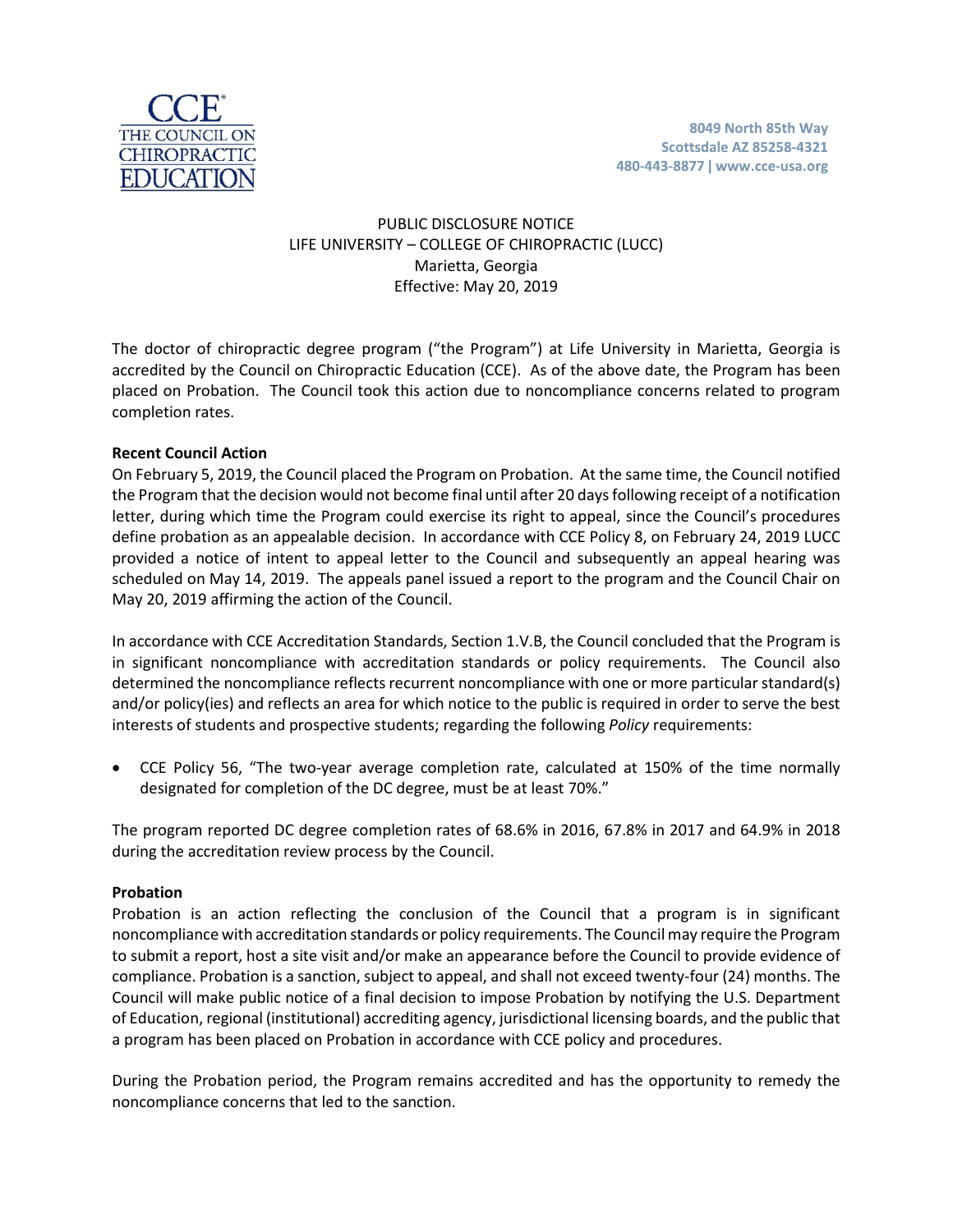CCE® THE COUNCIL ON CHIROPRACTIC EDUCATION

8049 North 85th Way
Scottsdale AZ 85258-4321
480-443-8877 | www.cce-usa.org

PUBLIC DISCLOSURE NOTICE
LIFE UNIVERSITY – COLLEGE OF CHIROPRACTIC (LUCC)
Marietta, Georgia
Effective: May 20, 2019

The doctor of chiropractic degree program ("the Program") at Life University in Marietta, Georgia is accredited by the Council on Chiropractic Education (CCE). As of the above date, the Program has been placed on Probation. The Council took this action due to noncompliance concerns related to program completion rates.

**Recent Council Action**

On February 5, 2019, the Council placed the Program on Probation. At the same time, the Council notified the Program that the decision would not become final until after 20 days following receipt of a notification letter, during which time the Program could exercise its right to appeal, since the Council's procedures define probation as an appealable decision. In accordance with CCE Policy 8, on February 24, 2019 LUCC provided a notice of intent to appeal letter to the Council and subsequently an appeal hearing was scheduled on May 14, 2019. The appeals panel issued a report to the program and the Council Chair on May 20, 2019 affirming the action of the Council.

In accordance with CCE Accreditation Standards, Section 1.V.B, the Council concluded that the Program is in significant noncompliance with accreditation standards or policy requirements. The Council also determined the noncompliance reflects recurrent noncompliance with one or more particular standard(s) and/or policy(ies) and reflects an area for which notice to the public is required in order to serve the best interests of students and prospective students; regarding the following *Policy* requirements:

- CCE Policy 56, "The two-year average completion rate, calculated at 150% of the time normally designated for completion of the DC degree, must be at least 70%."

The program reported DC degree completion rates of 68.6% in 2016, 67.8% in 2017 and 64.9% in 2018 during the accreditation review process by the Council.

**Probation**

Probation is an action reflecting the conclusion of the Council that a program is in significant noncompliance with accreditation standards or policy requirements. The Council may require the Program to submit a report, host a site visit and/or make an appearance before the Council to provide evidence of compliance. Probation is a sanction, subject to appeal, and shall not exceed twenty-four (24) months. The Council will make public notice of a final decision to impose Probation by notifying the U.S. Department of Education, regional (institutional) accrediting agency, jurisdictional licensing boards, and the public that a program has been placed on Probation in accordance with CCE policy and procedures.

During the Probation period, the Program remains accredited and has the opportunity to remedy the noncompliance concerns that led to the sanction.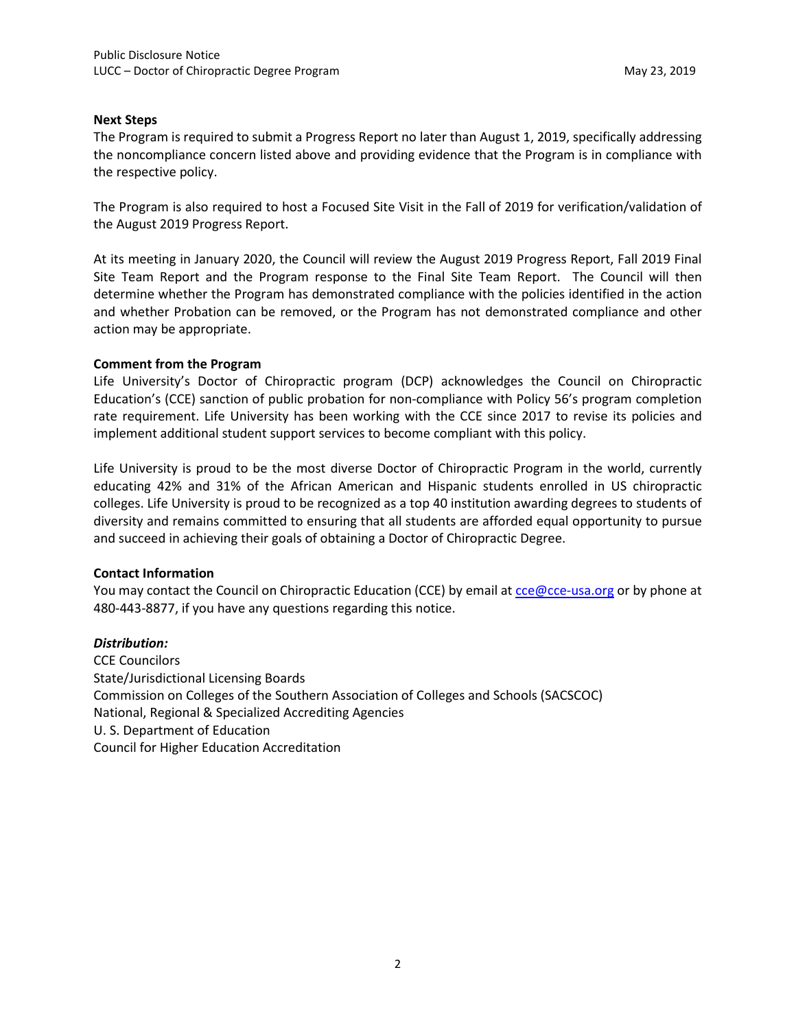**Next Steps**

The Program is required to submit a Progress Report no later than August 1, 2019, specifically addressing the noncompliance concern listed above and providing evidence that the Program is in compliance with the respective policy.

The Program is also required to host a Focused Site Visit in the Fall of 2019 for verification/validation of the August 2019 Progress Report.

At its meeting in January 2020, the Council will review the August 2019 Progress Report, Fall 2019 Final Site Team Report and the Program response to the Final Site Team Report. The Council will then determine whether the Program has demonstrated compliance with the policies identified in the action and whether Probation can be removed, or the Program has not demonstrated compliance and other action may be appropriate.

**Comment from the Program**

Life University's Doctor of Chiropractic program (DCP) acknowledges the Council on Chiropractic Education's (CCE) sanction of public probation for non-compliance with Policy 56's program completion rate requirement. Life University has been working with the CCE since 2017 to revise its policies and implement additional student support services to become compliant with this policy.

Life University is proud to be the most diverse Doctor of Chiropractic Program in the world, currently educating 42% and 31% of the African American and Hispanic students enrolled in US chiropractic colleges. Life University is proud to be recognized as a top 40 institution awarding degrees to students of diversity and remains committed to ensuring that all students are afforded equal opportunity to pursue and succeed in achieving their goals of obtaining a Doctor of Chiropractic Degree.

**Contact Information**

You may contact the Council on Chiropractic Education (CCE) by email at cce@cce-usa.org or by phone at 480-443-8877, if you have any questions regarding this notice.

***Distribution:***

CCE Councilors
State/Jurisdictional Licensing Boards
Commission on Colleges of the Southern Association of Colleges and Schools (SACSCOC)
National, Regional & Specialized Accrediting Agencies
U. S. Department of Education
Council for Higher Education Accreditation